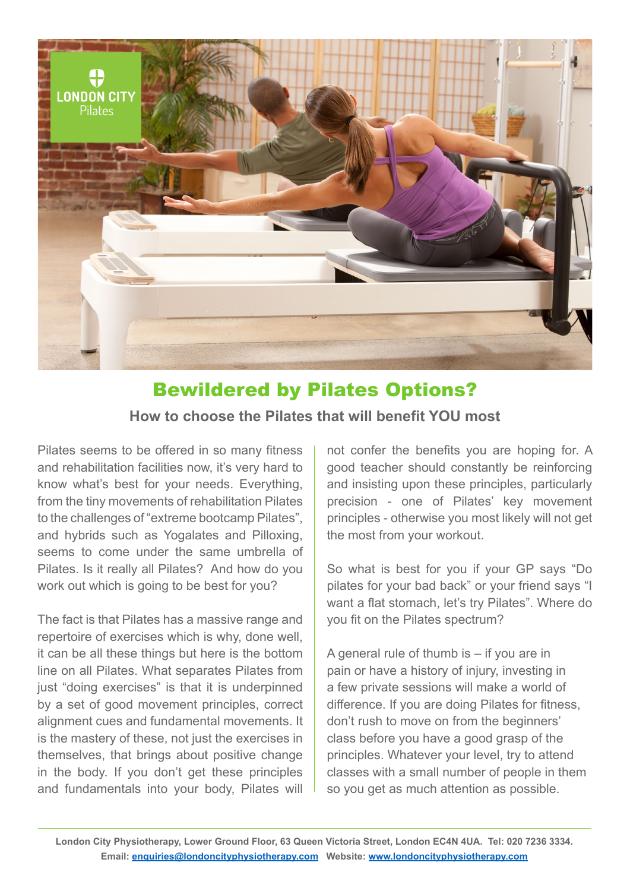LONDON CITY
Pilates

# Bewildered by Pilates Options?

## How to choose the Pilates that will benefit YOU most

Pilates seems to be offered in so many fitness and rehabilitation facilities now, it's very hard to know what's best for your needs. Everything, from the tiny movements of rehabilitation Pilates to the challenges of "extreme bootcamp Pilates", and hybrids such as Yogalates and Pilloxing, seems to come under the same umbrella of Pilates. Is it really all Pilates? And how do you work out which is going to be best for you?

The fact is that Pilates has a massive range and repertoire of exercises which is why, done well, it can be all these things but here is the bottom line on all Pilates. What separates Pilates from just "doing exercises" is that it is underpinned by a set of good movement principles, correct alignment cues and fundamental movements. It is the mastery of these, not just the exercises in themselves, that brings about positive change in the body. If you don't get these principles and fundamentals into your body, Pilates will not confer the benefits you are hoping for. A good teacher should constantly be reinforcing and insisting upon these principles, particularly precision - one of Pilates' key movement principles - otherwise you most likely will not get the most from your workout.

So what is best for you if your GP says "Do pilates for your bad back" or your friend says "I want a flat stomach, let's try Pilates". Where do you fit on the Pilates spectrum?

A general rule of thumb is – if you are in pain or have a history of injury, investing in a few private sessions will make a world of difference. If you are doing Pilates for fitness, don't rush to move on from the beginners' class before you have a good grasp of the principles. Whatever your level, try to attend classes with a small number of people in them so you get as much attention as possible.

**London City Physiotherapy, Lower Ground Floor, 63 Queen Victoria Street, London EC4N 4UA. Tel: 020 7236 3334.**
**Email: enquiries@londoncityphysiotherapy.com Website: www.londoncityphysiotherapy.com**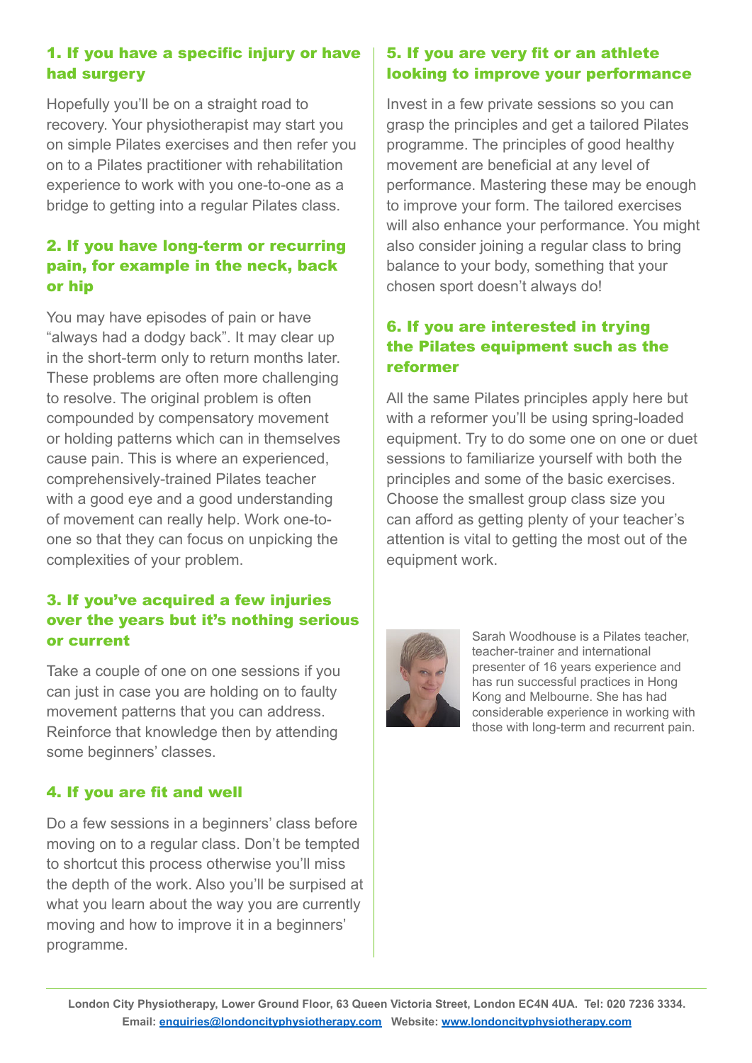### 1. If you have a specific injury or have had surgery

Hopefully you'll be on a straight road to recovery. Your physiotherapist may start you on simple Pilates exercises and then refer you on to a Pilates practitioner with rehabilitation experience to work with you one-to-one as a bridge to getting into a regular Pilates class.

### 2. If you have long-term or recurring pain, for example in the neck, back or hip

You may have episodes of pain or have "always had a dodgy back". It may clear up in the short-term only to return months later. These problems are often more challenging to resolve. The original problem is often compounded by compensatory movement or holding patterns which can in themselves cause pain. This is where an experienced, comprehensively-trained Pilates teacher with a good eye and a good understanding of movement can really help. Work one-to-one so that they can focus on unpicking the complexities of your problem.

### 3. If you've acquired a few injuries over the years but it's nothing serious or current

Take a couple of one on one sessions if you can just in case you are holding on to faulty movement patterns that you can address. Reinforce that knowledge then by attending some beginners' classes.

### 4. If you are fit and well

Do a few sessions in a beginners' class before moving on to a regular class. Don't be tempted to shortcut this process otherwise you'll miss the depth of the work. Also you'll be surpised at what you learn about the way you are currently moving and how to improve it in a beginners' programme.

### 5. If you are very fit or an athlete looking to improve your performance

Invest in a few private sessions so you can grasp the principles and get a tailored Pilates programme. The principles of good healthy movement are beneficial at any level of performance. Mastering these may be enough to improve your form. The tailored exercises will also enhance your performance. You might also consider joining a regular class to bring balance to your body, something that your chosen sport doesn't always do!

### 6. If you are interested in trying the Pilates equipment such as the reformer

All the same Pilates principles apply here but with a reformer you'll be using spring-loaded equipment. Try to do some one on one or duet sessions to familiarize yourself with both the principles and some of the basic exercises. Choose the smallest group class size you can afford as getting plenty of your teacher's attention is vital to getting the most out of the equipment work.

Sarah Woodhouse is a Pilates teacher, teacher-trainer and international presenter of 16 years experience and has run successful practices in Hong Kong and Melbourne. She has had considerable experience in working with those with long-term and recurrent pain.

**London City Physiotherapy, Lower Ground Floor, 63 Queen Victoria Street, London EC4N 4UA. Tel: 020 7236 3334.**
**Email:** enquiries@londoncityphysiotherapy.com **Website:** www.londoncityphysiotherapy.com